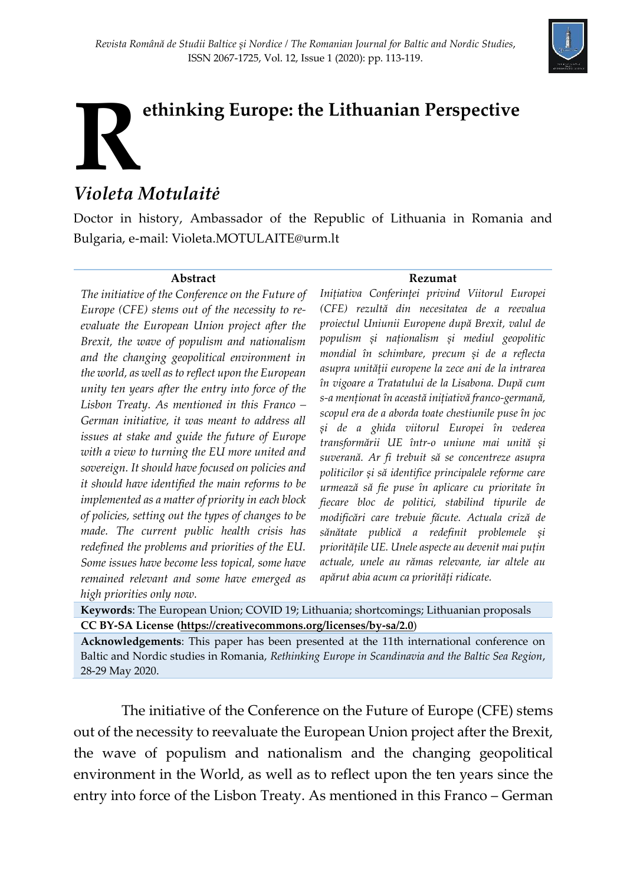# Rethinking Europe: the Lithuanian Perspective

## *Violeta Motulaitė*

Doctor in history, Ambassador of the Republic of Lithuania in Romania and Bulgaria, e-mail: Violeta.MOTULAITE@urm.lt

**Abstract**

*The initiative of the Conference on the Future of Europe (CFE) stems out of the necessity to re-evaluate the European Union project after the Brexit, the wave of populism and nationalism and the changing geopolitical environment in the world, as well as to reflect upon the European unity ten years after the entry into force of the Lisbon Treaty. As mentioned in this Franco – German initiative, it was meant to address all issues at stake and guide the future of Europe with a view to turning the EU more united and sovereign. It should have focused on policies and it should have identified the main reforms to be implemented as a matter of priority in each block of policies, setting out the types of changes to be made. The current public health crisis has redefined the problems and priorities of the EU. Some issues have become less topical, some have remained relevant and some have emerged as high priorities only now.*

**Rezumat**

*Inițiativa Conferinței privind Viitorul Europei (CFE) rezultă din necesitatea de a reevalua proiectul Uniunii Europene după Brexit, valul de populism și naționalism și mediul geopolitic mondial în schimbare, precum și de a reflecta asupra unității europene la zece ani de la intrarea în vigoare a Tratatului de la Lisabona. După cum s-a menționat în această inițiativă franco-germană, scopul era de a aborda toate chestiunile puse în joc și de a ghida viitorul Europei în vederea transformării UE într-o uniune mai unită și suverană. Ar fi trebuit să se concentreze asupra politicilor și să identifice principalele reforme care urmează să fie puse în aplicare cu prioritate în fiecare bloc de politici, stabilind tipurile de modificări care trebuie făcute. Actuala criză de sănătate publică a redefinit problemele și prioritățile UE. Unele aspecte au devenit mai puțin actuale, unele au rămas relevante, iar altele au apărut abia acum ca priorități ridicate.*

**Keywords**: The European Union; COVID 19; Lithuania; shortcomings; Lithuanian proposals

**CC BY-SA License (https://creativecommons.org/licenses/by-sa/2.0)**

**Acknowledgements**: This paper has been presented at the 11th international conference on Baltic and Nordic studies in Romania, *Rethinking Europe in Scandinavia and the Baltic Sea Region*, 28-29 May 2020.

The initiative of the Conference on the Future of Europe (CFE) stems out of the necessity to reevaluate the European Union project after the Brexit, the wave of populism and nationalism and the changing geopolitical environment in the World, as well as to reflect upon the ten years since the entry into force of the Lisbon Treaty. As mentioned in this Franco – German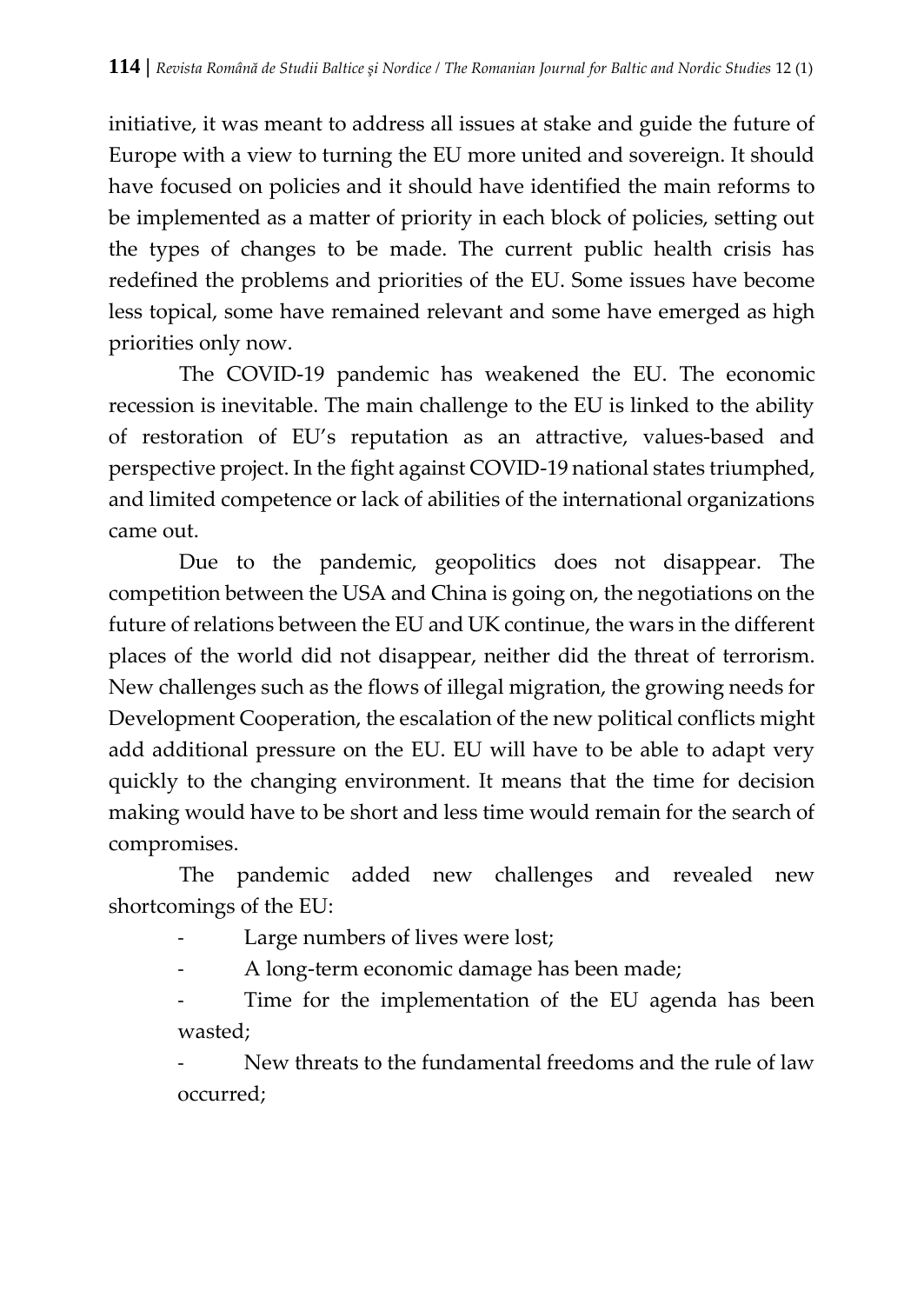initiative, it was meant to address all issues at stake and guide the future of Europe with a view to turning the EU more united and sovereign. It should have focused on policies and it should have identified the main reforms to be implemented as a matter of priority in each block of policies, setting out the types of changes to be made. The current public health crisis has redefined the problems and priorities of the EU. Some issues have become less topical, some have remained relevant and some have emerged as high priorities only now.

The COVID-19 pandemic has weakened the EU. The economic recession is inevitable. The main challenge to the EU is linked to the ability of restoration of EU's reputation as an attractive, values-based and perspective project. In the fight against COVID-19 national states triumphed, and limited competence or lack of abilities of the international organizations came out.

Due to the pandemic, geopolitics does not disappear. The competition between the USA and China is going on, the negotiations on the future of relations between the EU and UK continue, the wars in the different places of the world did not disappear, neither did the threat of terrorism. New challenges such as the flows of illegal migration, the growing needs for Development Cooperation, the escalation of the new political conflicts might add additional pressure on the EU. EU will have to be able to adapt very quickly to the changing environment. It means that the time for decision making would have to be short and less time would remain for the search of compromises.

The pandemic added new challenges and revealed new shortcomings of the EU:

- Large numbers of lives were lost;
- A long-term economic damage has been made;
- Time for the implementation of the EU agenda has been wasted;
- New threats to the fundamental freedoms and the rule of law occurred;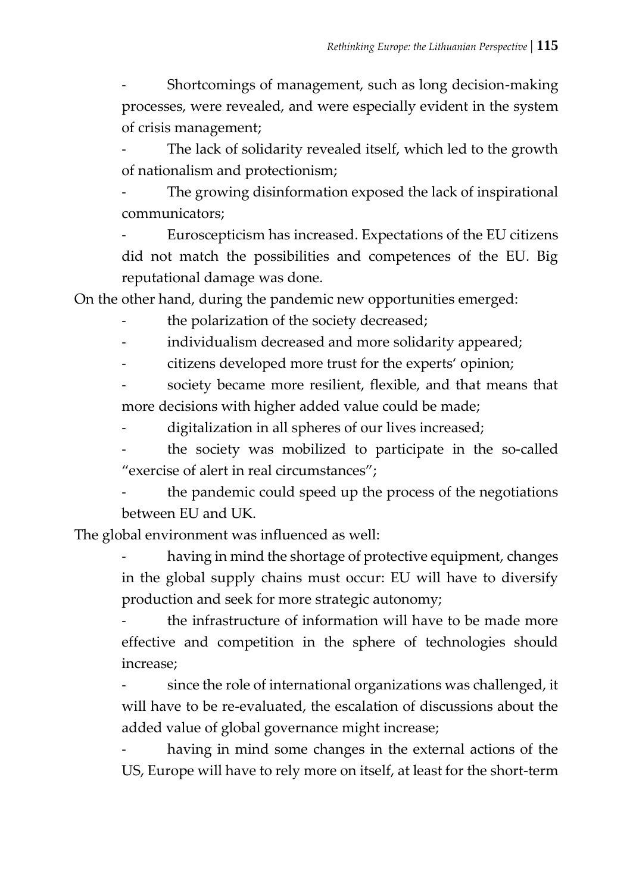- Shortcomings of management, such as long decision-making processes, were revealed, and were especially evident in the system of crisis management;
- The lack of solidarity revealed itself, which led to the growth of nationalism and protectionism;
- The growing disinformation exposed the lack of inspirational communicators;
- Euroscepticism has increased. Expectations of the EU citizens did not match the possibilities and competences of the EU. Big reputational damage was done.

On the other hand, during the pandemic new opportunities emerged:

- the polarization of the society decreased;
- individualism decreased and more solidarity appeared;
- citizens developed more trust for the experts' opinion;
- society became more resilient, flexible, and that means that more decisions with higher added value could be made;
- digitalization in all spheres of our lives increased;
- the society was mobilized to participate in the so-called "exercise of alert in real circumstances";
- the pandemic could speed up the process of the negotiations between EU and UK.

The global environment was influenced as well:

- having in mind the shortage of protective equipment, changes in the global supply chains must occur: EU will have to diversify production and seek for more strategic autonomy;
- the infrastructure of information will have to be made more effective and competition in the sphere of technologies should increase;
- since the role of international organizations was challenged, it will have to be re-evaluated, the escalation of discussions about the added value of global governance might increase;
- having in mind some changes in the external actions of the US, Europe will have to rely more on itself, at least for the short-term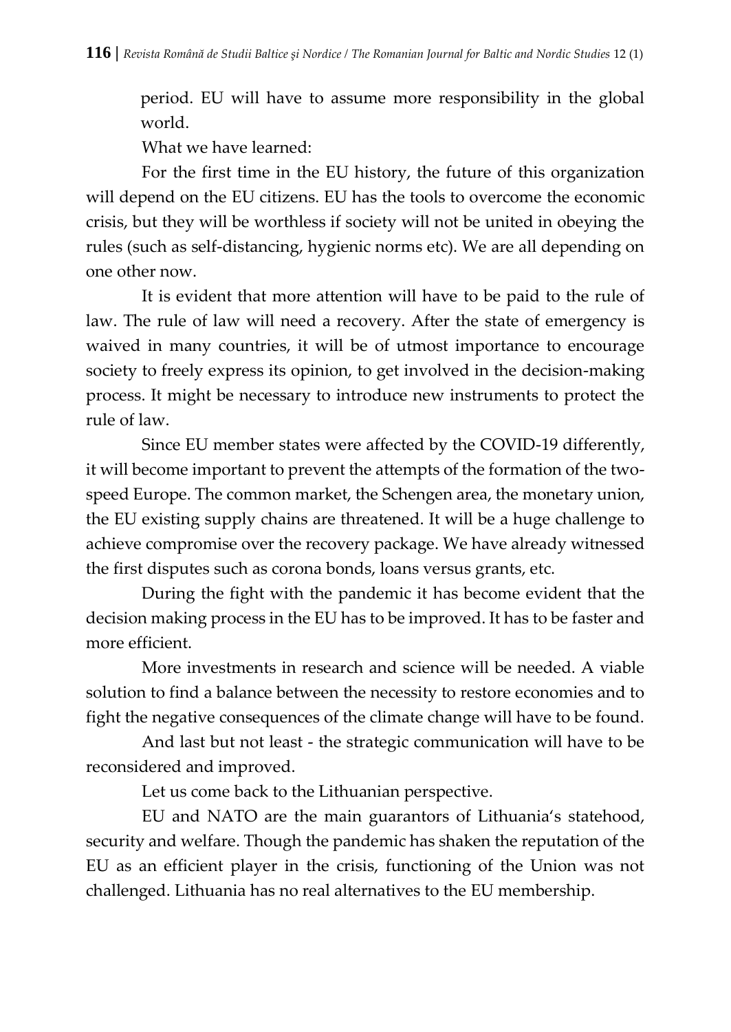period. EU will have to assume more responsibility in the global world.

What we have learned:

For the first time in the EU history, the future of this organization will depend on the EU citizens. EU has the tools to overcome the economic crisis, but they will be worthless if society will not be united in obeying the rules (such as self-distancing, hygienic norms etc). We are all depending on one other now.

It is evident that more attention will have to be paid to the rule of law. The rule of law will need a recovery. After the state of emergency is waived in many countries, it will be of utmost importance to encourage society to freely express its opinion, to get involved in the decision-making process. It might be necessary to introduce new instruments to protect the rule of law.

Since EU member states were affected by the COVID-19 differently, it will become important to prevent the attempts of the formation of the two-speed Europe. The common market, the Schengen area, the monetary union, the EU existing supply chains are threatened. It will be a huge challenge to achieve compromise over the recovery package. We have already witnessed the first disputes such as corona bonds, loans versus grants, etc.

During the fight with the pandemic it has become evident that the decision making process in the EU has to be improved. It has to be faster and more efficient.

More investments in research and science will be needed. A viable solution to find a balance between the necessity to restore economies and to fight the negative consequences of the climate change will have to be found.

And last but not least - the strategic communication will have to be reconsidered and improved.

Let us come back to the Lithuanian perspective.

EU and NATO are the main guarantors of Lithuania's statehood, security and welfare. Though the pandemic has shaken the reputation of the EU as an efficient player in the crisis, functioning of the Union was not challenged. Lithuania has no real alternatives to the EU membership.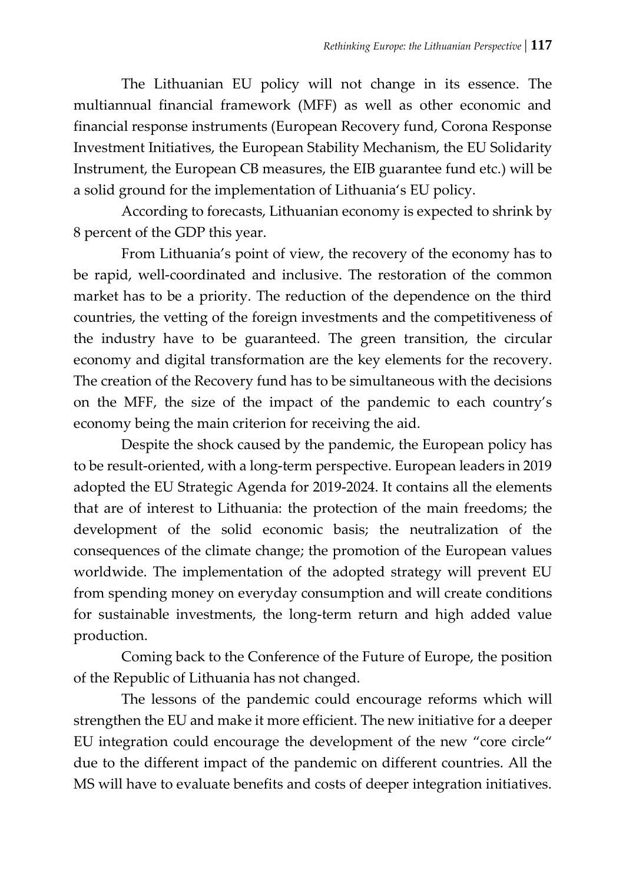The Lithuanian EU policy will not change in its essence. The multiannual financial framework (MFF) as well as other economic and financial response instruments (European Recovery fund, Corona Response Investment Initiatives, the European Stability Mechanism, the EU Solidarity Instrument, the European CB measures, the EIB guarantee fund etc.) will be a solid ground for the implementation of Lithuania's EU policy.

According to forecasts, Lithuanian economy is expected to shrink by 8 percent of the GDP this year.

From Lithuania's point of view, the recovery of the economy has to be rapid, well-coordinated and inclusive. The restoration of the common market has to be a priority. The reduction of the dependence on the third countries, the vetting of the foreign investments and the competitiveness of the industry have to be guaranteed. The green transition, the circular economy and digital transformation are the key elements for the recovery. The creation of the Recovery fund has to be simultaneous with the decisions on the MFF, the size of the impact of the pandemic to each country's economy being the main criterion for receiving the aid.

Despite the shock caused by the pandemic, the European policy has to be result-oriented, with a long-term perspective. European leaders in 2019 adopted the EU Strategic Agenda for 2019-2024. It contains all the elements that are of interest to Lithuania: the protection of the main freedoms; the development of the solid economic basis; the neutralization of the consequences of the climate change; the promotion of the European values worldwide. The implementation of the adopted strategy will prevent EU from spending money on everyday consumption and will create conditions for sustainable investments, the long-term return and high added value production.

Coming back to the Conference of the Future of Europe, the position of the Republic of Lithuania has not changed.

The lessons of the pandemic could encourage reforms which will strengthen the EU and make it more efficient. The new initiative for a deeper EU integration could encourage the development of the new "core circle" due to the different impact of the pandemic on different countries. All the MS will have to evaluate benefits and costs of deeper integration initiatives.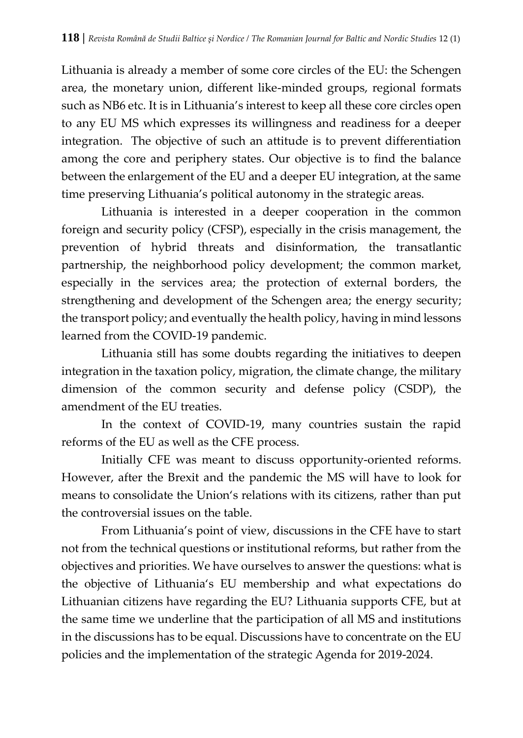Lithuania is already a member of some core circles of the EU: the Schengen area, the monetary union, different like-minded groups, regional formats such as NB6 etc. It is in Lithuania's interest to keep all these core circles open to any EU MS which expresses its willingness and readiness for a deeper integration. The objective of such an attitude is to prevent differentiation among the core and periphery states. Our objective is to find the balance between the enlargement of the EU and a deeper EU integration, at the same time preserving Lithuania's political autonomy in the strategic areas.

Lithuania is interested in a deeper cooperation in the common foreign and security policy (CFSP), especially in the crisis management, the prevention of hybrid threats and disinformation, the transatlantic partnership, the neighborhood policy development; the common market, especially in the services area; the protection of external borders, the strengthening and development of the Schengen area; the energy security; the transport policy; and eventually the health policy, having in mind lessons learned from the COVID-19 pandemic.

Lithuania still has some doubts regarding the initiatives to deepen integration in the taxation policy, migration, the climate change, the military dimension of the common security and defense policy (CSDP), the amendment of the EU treaties.

In the context of COVID-19, many countries sustain the rapid reforms of the EU as well as the CFE process.

Initially CFE was meant to discuss opportunity-oriented reforms. However, after the Brexit and the pandemic the MS will have to look for means to consolidate the Union's relations with its citizens, rather than put the controversial issues on the table.

From Lithuania's point of view, discussions in the CFE have to start not from the technical questions or institutional reforms, but rather from the objectives and priorities. We have ourselves to answer the questions: what is the objective of Lithuania's EU membership and what expectations do Lithuanian citizens have regarding the EU? Lithuania supports CFE, but at the same time we underline that the participation of all MS and institutions in the discussions has to be equal. Discussions have to concentrate on the EU policies and the implementation of the strategic Agenda for 2019-2024.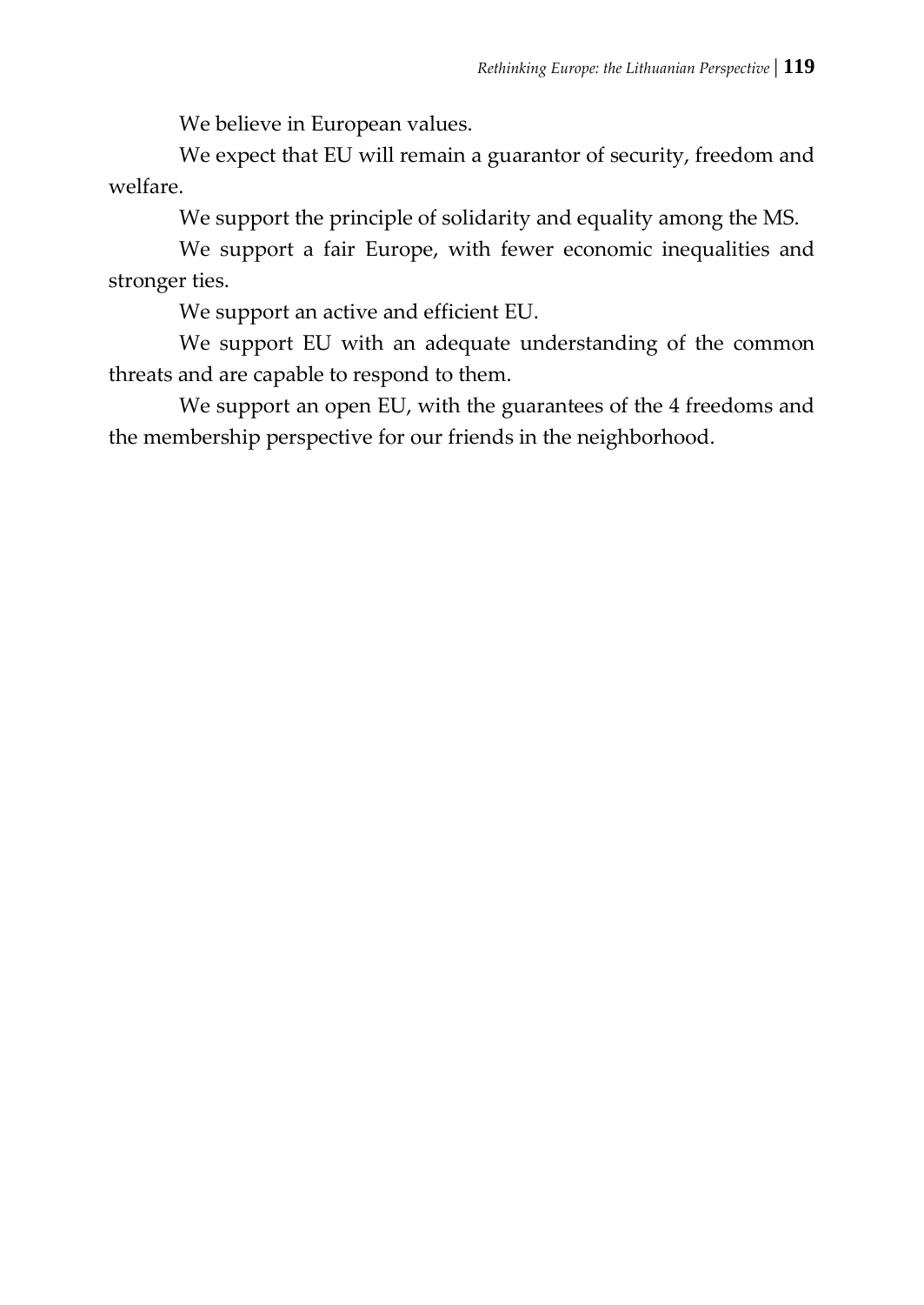We believe in European values.

We expect that EU will remain a guarantor of security, freedom and welfare.

We support the principle of solidarity and equality among the MS.

We support a fair Europe, with fewer economic inequalities and stronger ties.

We support an active and efficient EU.

We support EU with an adequate understanding of the common threats and are capable to respond to them.

We support an open EU, with the guarantees of the 4 freedoms and the membership perspective for our friends in the neighborhood.